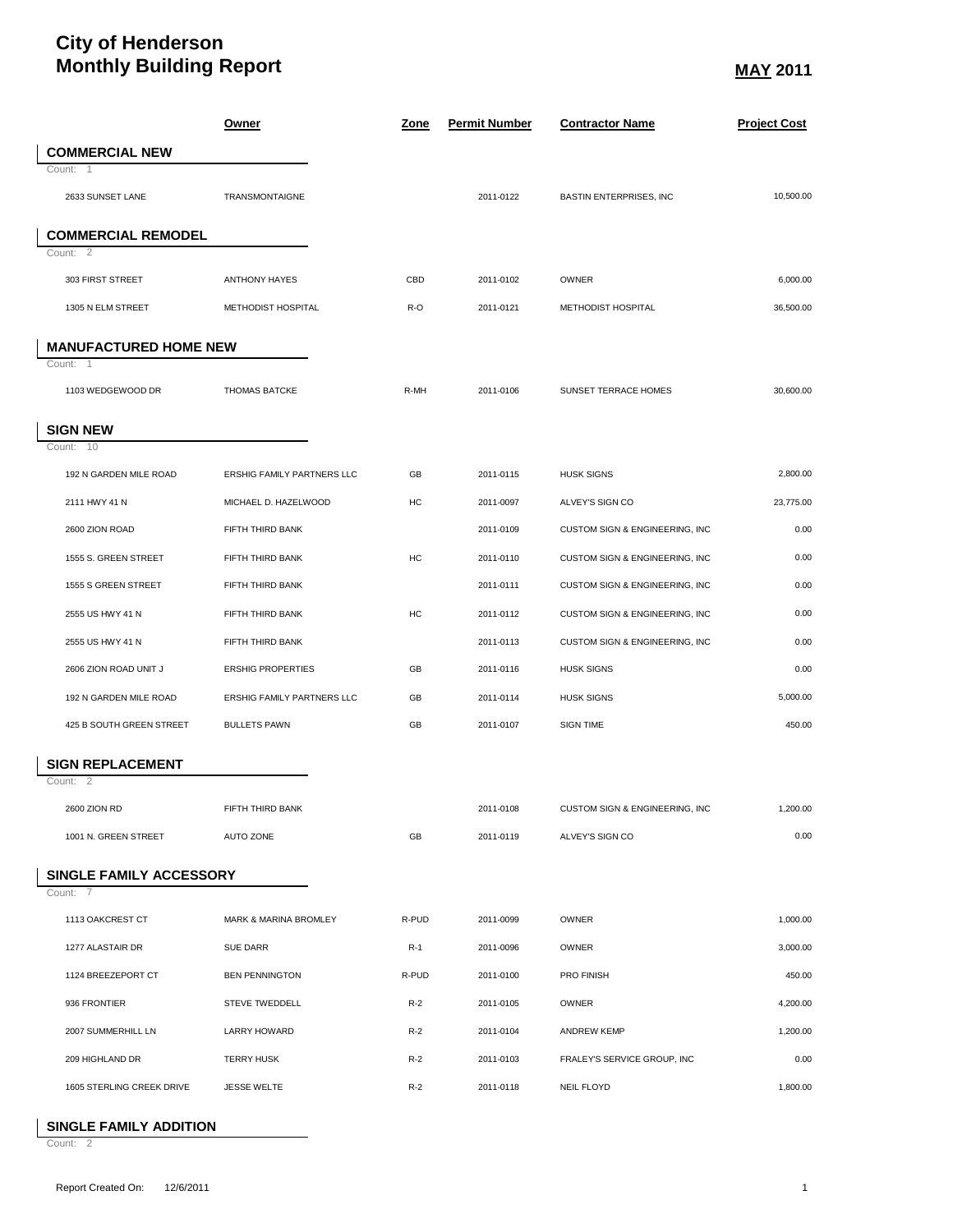# City of Henderson
# Monthly Building Report

**MAY 2011**

| | Owner | Zone | Permit Number | Contractor Name | Project Cost |
|---|---|---|---|---|---|
| **COMMERCIAL NEW** | | | | | |
| Count: 1 | | | | | |
| 2633 SUNSET LANE | TRANSMONTAIGNE | | 2011-0122 | BASTIN ENTERPRISES, INC | 10,500.00 |
| **COMMERCIAL REMODEL** | | | | | |
| Count: 2 | | | | | |
| 303 FIRST STREET | ANTHONY HAYES | CBD | 2011-0102 | OWNER | 6,000.00 |
| 1305 N ELM STREET | METHODIST HOSPITAL | R-O | 2011-0121 | METHODIST HOSPITAL | 36,500.00 |
| **MANUFACTURED HOME NEW** | | | | | |
| Count: 1 | | | | | |
| 1103 WEDGEWOOD DR | THOMAS BATCKE | R-MH | 2011-0106 | SUNSET TERRACE HOMES | 30,600.00 |
| **SIGN NEW** | | | | | |
| Count: 10 | | | | | |
| 192 N GARDEN MILE ROAD | ERSHIG FAMILY PARTNERS LLC | GB | 2011-0115 | HUSK SIGNS | 2,800.00 |
| 2111 HWY 41 N | MICHAEL D. HAZELWOOD | HC | 2011-0097 | ALVEY'S SIGN CO | 23,775.00 |
| 2600 ZION ROAD | FIFTH THIRD BANK | | 2011-0109 | CUSTOM SIGN & ENGINEERING, INC | 0.00 |
| 1555 S. GREEN STREET | FIFTH THIRD BANK | HC | 2011-0110 | CUSTOM SIGN & ENGINEERING, INC | 0.00 |
| 1555 S GREEN STREET | FIFTH THIRD BANK | | 2011-0111 | CUSTOM SIGN & ENGINEERING, INC | 0.00 |
| 2555 US HWY 41 N | FIFTH THIRD BANK | HC | 2011-0112 | CUSTOM SIGN & ENGINEERING, INC | 0.00 |
| 2555 US HWY 41 N | FIFTH THIRD BANK | | 2011-0113 | CUSTOM SIGN & ENGINEERING, INC | 0.00 |
| 2606 ZION ROAD UNIT J | ERSHIG PROPERTIES | GB | 2011-0116 | HUSK SIGNS | 0.00 |
| 192 N GARDEN MILE ROAD | ERSHIG FAMILY PARTNERS LLC | GB | 2011-0114 | HUSK SIGNS | 5,000.00 |
| 425 B SOUTH GREEN STREET | BULLETS PAWN | GB | 2011-0107 | SIGN TIME | 450.00 |
| **SIGN REPLACEMENT** | | | | | |
| Count: 2 | | | | | |
| 2600 ZION RD | FIFTH THIRD BANK | | 2011-0108 | CUSTOM SIGN & ENGINEERING, INC | 1,200.00 |
| 1001 N. GREEN STREET | AUTO ZONE | GB | 2011-0119 | ALVEY'S SIGN CO | 0.00 |
| **SINGLE FAMILY ACCESSORY** | | | | | |
| Count: 7 | | | | | |
| 1113 OAKCREST CT | MARK & MARINA BROMLEY | R-PUD | 2011-0099 | OWNER | 1,000.00 |
| 1277 ALASTAIR DR | SUE DARR | R-1 | 2011-0096 | OWNER | 3,000.00 |
| 1124 BREEZEPORT CT | BEN PENNINGTON | R-PUD | 2011-0100 | PRO FINISH | 450.00 |
| 936 FRONTIER | STEVE TWEDDELL | R-2 | 2011-0105 | OWNER | 4,200.00 |
| 2007 SUMMERHILL LN | LARRY HOWARD | R-2 | 2011-0104 | ANDREW KEMP | 1,200.00 |
| 209 HIGHLAND DR | TERRY HUSK | R-2 | 2011-0103 | FRALEY'S SERVICE GROUP, INC | 0.00 |
| 1605 STERLING CREEK DRIVE | JESSE WELTE | R-2 | 2011-0118 | NEIL FLOYD | 1,800.00 |
| **SINGLE FAMILY ADDITION** | | | | | |
| Count: 2 | | | | | |

Report Created On: 12/6/2011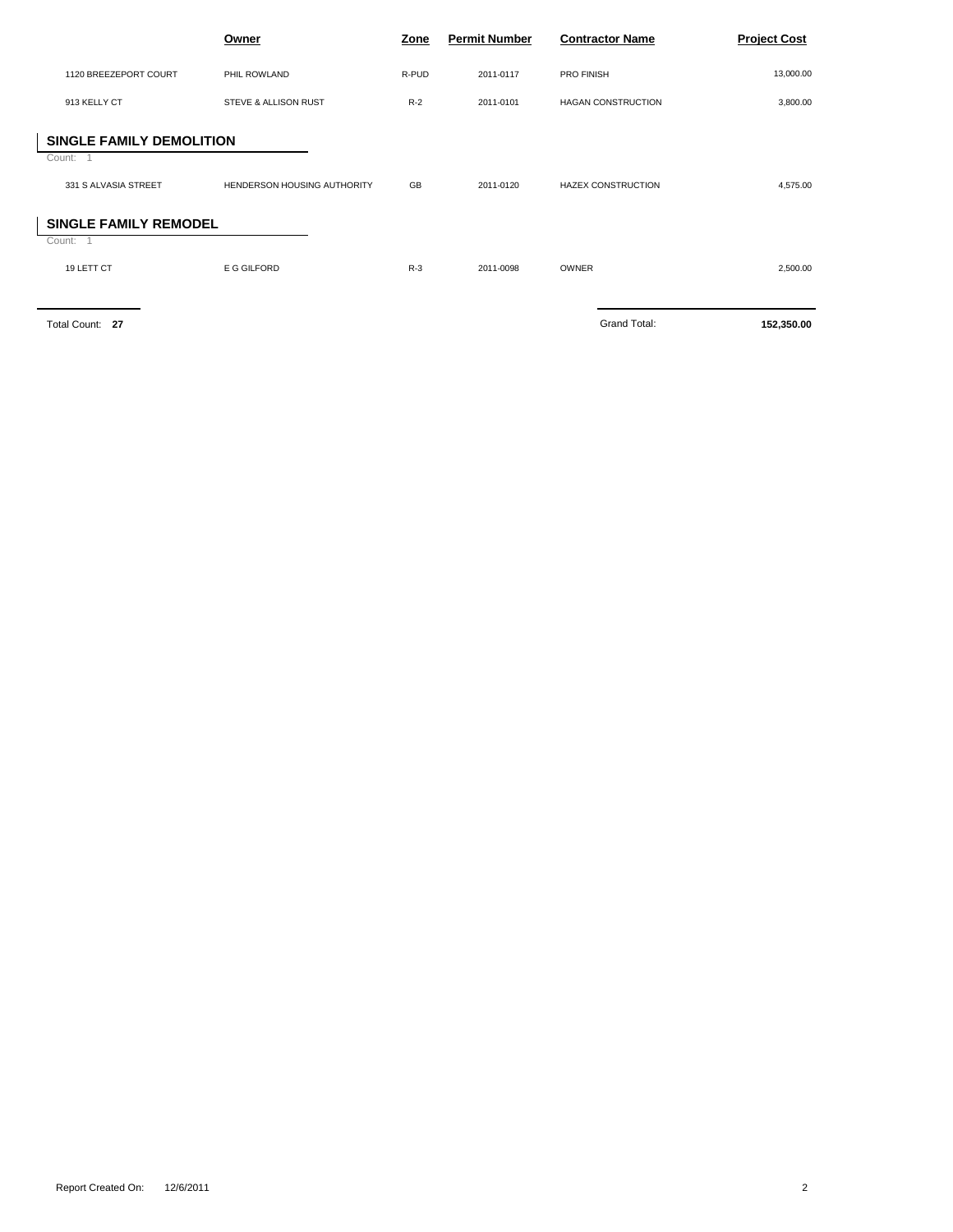| | Owner | Zone | Permit Number | Contractor Name | Project Cost |
|---|---|---|---|---|---|
| 1120 BREEZEPORT COURT | PHIL ROWLAND | R-PUD | 2011-0117 | PRO FINISH | 13,000.00 |
| 913 KELLY CT | STEVE & ALLISON RUST | R-2 | 2011-0101 | HAGAN CONSTRUCTION | 3,800.00 |

## SINGLE FAMILY DEMOLITION

Count: 1

| | | | | | |
|---|---|---|---|---|---|
| 331 S ALVASIA STREET | HENDERSON HOUSING AUTHORITY | GB | 2011-0120 | HAZEX CONSTRUCTION | 4,575.00 |

## SINGLE FAMILY REMODEL

Count: 1

| | | | | | |
|---|---|---|---|---|---|
| 19 LETT CT | E G GILFORD | R-3 | 2011-0098 | OWNER | 2,500.00 |

Total Count: **27**

Grand Total: **152,350.00**

Report Created On: 12/6/2011